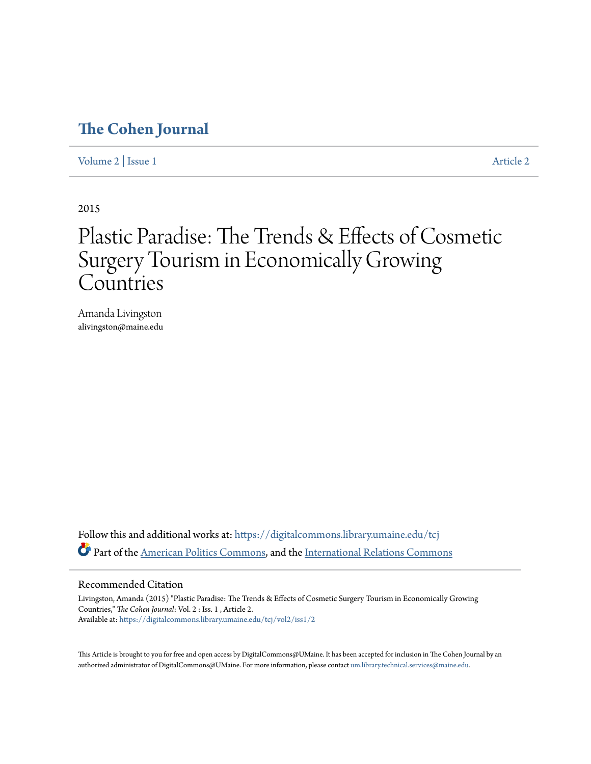# The Cohen Journal

Volume 2 | Issue 1 Article 2

2015

# Plastic Paradise: The Trends & Effects of Cosmetic Surgery Tourism in Economically Growing Countries

Amanda Livingston
alivingston@maine.edu

Follow this and additional works at: https://digitalcommons.library.umaine.edu/tcj

Part of the American Politics Commons, and the International Relations Commons

## Recommended Citation

Livingston, Amanda (2015) "Plastic Paradise: The Trends & Effects of Cosmetic Surgery Tourism in Economically Growing Countries," *The Cohen Journal*: Vol. 2 : Iss. 1 , Article 2.
Available at: https://digitalcommons.library.umaine.edu/tcj/vol2/iss1/2

This Article is brought to you for free and open access by DigitalCommons@UMaine. It has been accepted for inclusion in The Cohen Journal by an authorized administrator of DigitalCommons@UMaine. For more information, please contact um.library.technical.services@maine.edu.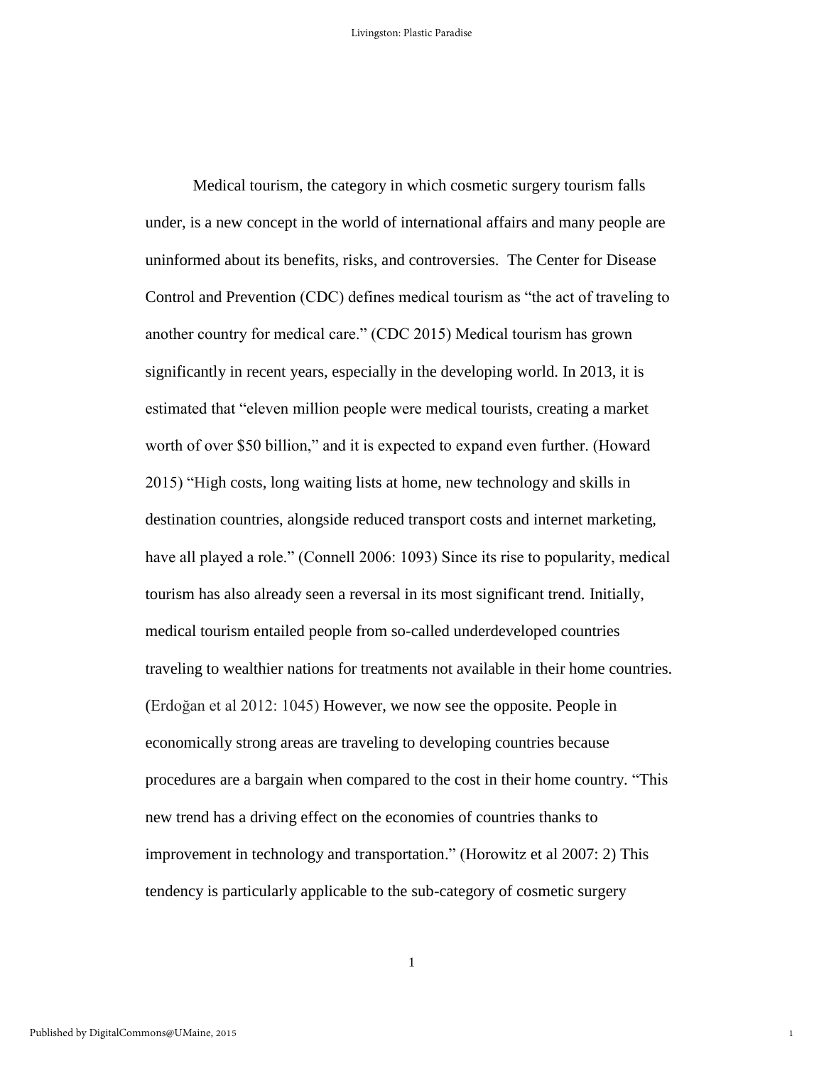Medical tourism, the category in which cosmetic surgery tourism falls under, is a new concept in the world of international affairs and many people are uninformed about its benefits, risks, and controversies. The Center for Disease Control and Prevention (CDC) defines medical tourism as "the act of traveling to another country for medical care." (CDC 2015) Medical tourism has grown significantly in recent years, especially in the developing world. In 2013, it is estimated that "eleven million people were medical tourists, creating a market worth of over $50 billion," and it is expected to expand even further. (Howard 2015) "High costs, long waiting lists at home, new technology and skills in destination countries, alongside reduced transport costs and internet marketing, have all played a role." (Connell 2006: 1093) Since its rise to popularity, medical tourism has also already seen a reversal in its most significant trend. Initially, medical tourism entailed people from so-called underdeveloped countries traveling to wealthier nations for treatments not available in their home countries. (Erdoğan et al 2012: 1045) However, we now see the opposite. People in economically strong areas are traveling to developing countries because procedures are a bargain when compared to the cost in their home country. "This new trend has a driving effect on the economies of countries thanks to improvement in technology and transportation." (Horowitz et al 2007: 2) This tendency is particularly applicable to the sub-category of cosmetic surgery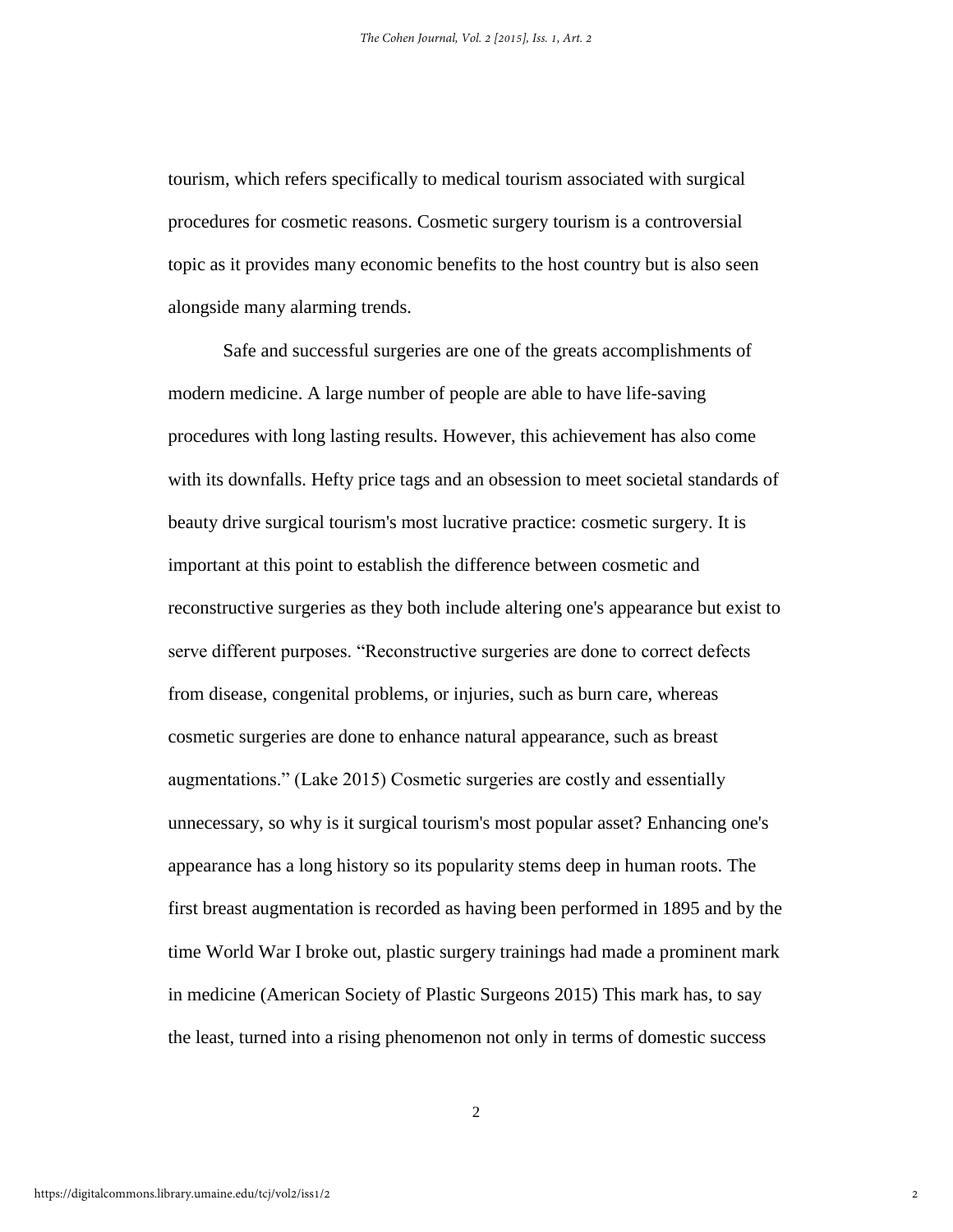tourism, which refers specifically to medical tourism associated with surgical procedures for cosmetic reasons. Cosmetic surgery tourism is a controversial topic as it provides many economic benefits to the host country but is also seen alongside many alarming trends.

Safe and successful surgeries are one of the greats accomplishments of modern medicine. A large number of people are able to have life-saving procedures with long lasting results. However, this achievement has also come with its downfalls. Hefty price tags and an obsession to meet societal standards of beauty drive surgical tourism's most lucrative practice: cosmetic surgery. It is important at this point to establish the difference between cosmetic and reconstructive surgeries as they both include altering one's appearance but exist to serve different purposes. "Reconstructive surgeries are done to correct defects from disease, congenital problems, or injuries, such as burn care, whereas cosmetic surgeries are done to enhance natural appearance, such as breast augmentations." (Lake 2015) Cosmetic surgeries are costly and essentially unnecessary, so why is it surgical tourism's most popular asset? Enhancing one's appearance has a long history so its popularity stems deep in human roots. The first breast augmentation is recorded as having been performed in 1895 and by the time World War I broke out, plastic surgery trainings had made a prominent mark in medicine (American Society of Plastic Surgeons 2015) This mark has, to say the least, turned into a rising phenomenon not only in terms of domestic success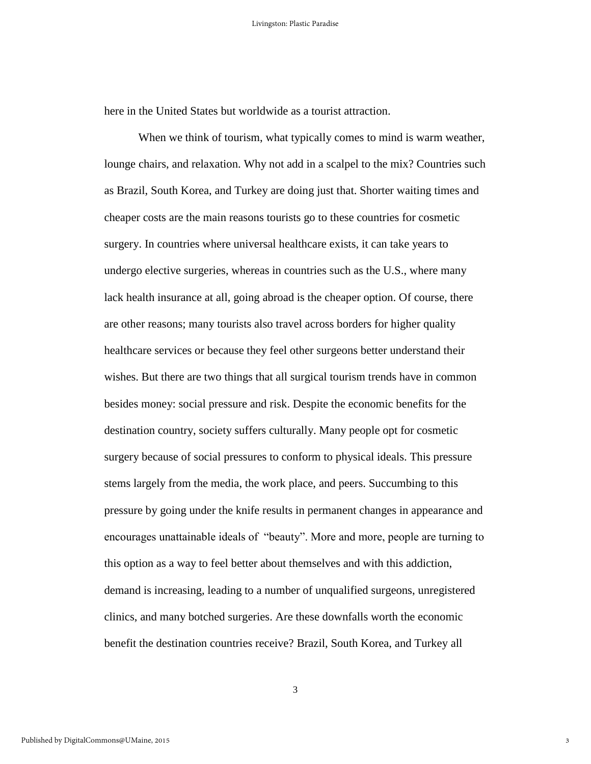here in the United States but worldwide as a tourist attraction.

When we think of tourism, what typically comes to mind is warm weather, lounge chairs, and relaxation. Why not add in a scalpel to the mix? Countries such as Brazil, South Korea, and Turkey are doing just that. Shorter waiting times and cheaper costs are the main reasons tourists go to these countries for cosmetic surgery. In countries where universal healthcare exists, it can take years to undergo elective surgeries, whereas in countries such as the U.S., where many lack health insurance at all, going abroad is the cheaper option. Of course, there are other reasons; many tourists also travel across borders for higher quality healthcare services or because they feel other surgeons better understand their wishes. But there are two things that all surgical tourism trends have in common besides money: social pressure and risk. Despite the economic benefits for the destination country, society suffers culturally. Many people opt for cosmetic surgery because of social pressures to conform to physical ideals. This pressure stems largely from the media, the work place, and peers. Succumbing to this pressure by going under the knife results in permanent changes in appearance and encourages unattainable ideals of "beauty". More and more, people are turning to this option as a way to feel better about themselves and with this addiction, demand is increasing, leading to a number of unqualified surgeons, unregistered clinics, and many botched surgeries. Are these downfalls worth the economic benefit the destination countries receive? Brazil, South Korea, and Turkey all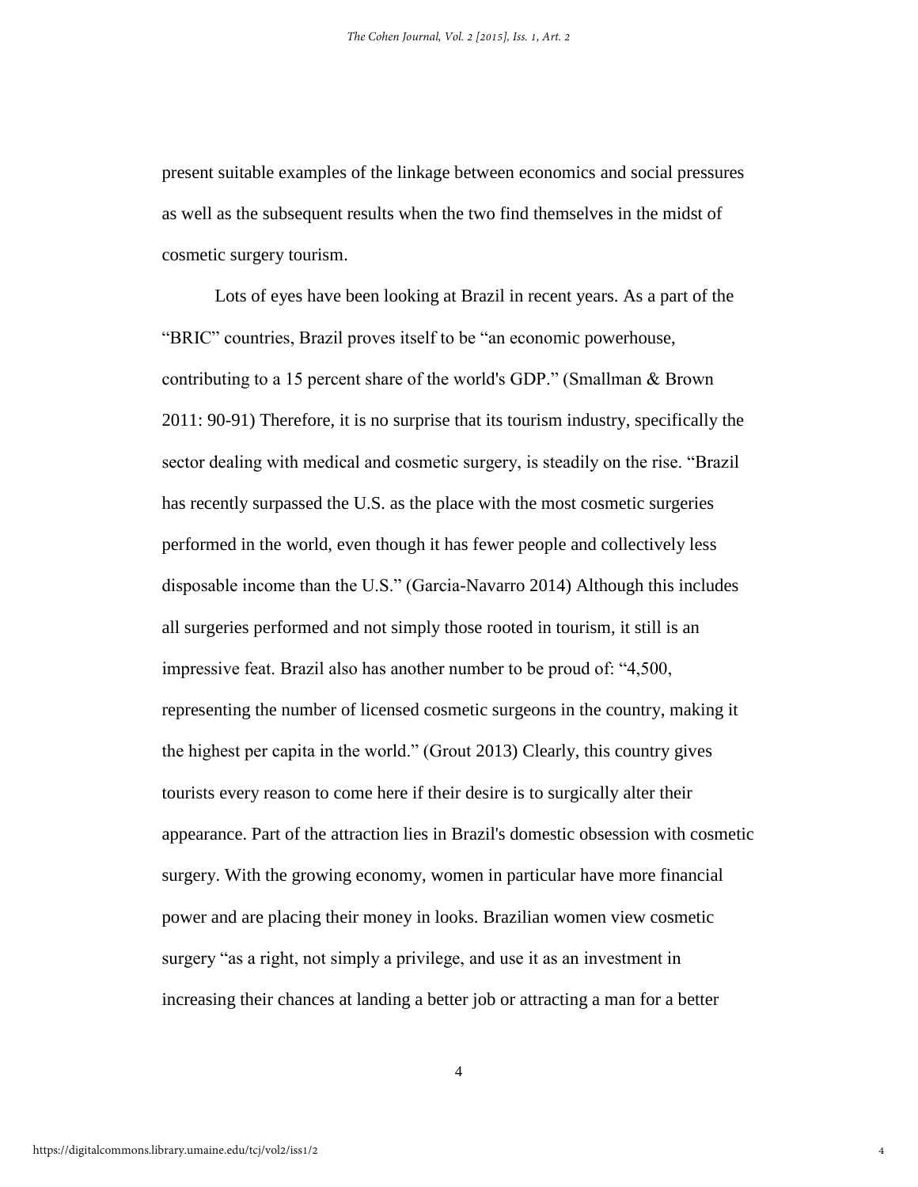present suitable examples of the linkage between economics and social pressures as well as the subsequent results when the two find themselves in the midst of cosmetic surgery tourism.

Lots of eyes have been looking at Brazil in recent years. As a part of the "BRIC" countries, Brazil proves itself to be "an economic powerhouse, contributing to a 15 percent share of the world's GDP." (Smallman & Brown 2011: 90-91) Therefore, it is no surprise that its tourism industry, specifically the sector dealing with medical and cosmetic surgery, is steadily on the rise. "Brazil has recently surpassed the U.S. as the place with the most cosmetic surgeries performed in the world, even though it has fewer people and collectively less disposable income than the U.S." (Garcia-Navarro 2014) Although this includes all surgeries performed and not simply those rooted in tourism, it still is an impressive feat. Brazil also has another number to be proud of: "4,500, representing the number of licensed cosmetic surgeons in the country, making it the highest per capita in the world." (Grout 2013) Clearly, this country gives tourists every reason to come here if their desire is to surgically alter their appearance. Part of the attraction lies in Brazil's domestic obsession with cosmetic surgery. With the growing economy, women in particular have more financial power and are placing their money in looks. Brazilian women view cosmetic surgery "as a right, not simply a privilege, and use it as an investment in increasing their chances at landing a better job or attracting a man for a better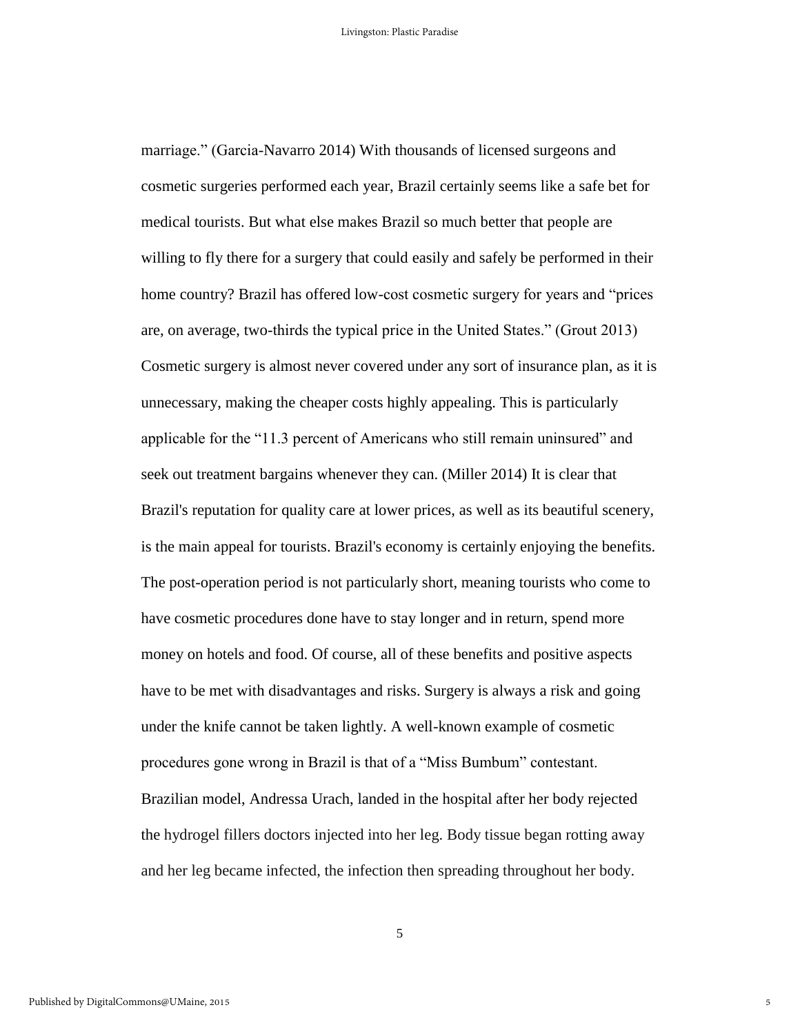marriage." (Garcia-Navarro 2014) With thousands of licensed surgeons and cosmetic surgeries performed each year, Brazil certainly seems like a safe bet for medical tourists. But what else makes Brazil so much better that people are willing to fly there for a surgery that could easily and safely be performed in their home country? Brazil has offered low-cost cosmetic surgery for years and "prices are, on average, two-thirds the typical price in the United States." (Grout 2013) Cosmetic surgery is almost never covered under any sort of insurance plan, as it is unnecessary, making the cheaper costs highly appealing. This is particularly applicable for the "11.3 percent of Americans who still remain uninsured" and seek out treatment bargains whenever they can. (Miller 2014) It is clear that Brazil's reputation for quality care at lower prices, as well as its beautiful scenery, is the main appeal for tourists. Brazil's economy is certainly enjoying the benefits. The post-operation period is not particularly short, meaning tourists who come to have cosmetic procedures done have to stay longer and in return, spend more money on hotels and food. Of course, all of these benefits and positive aspects have to be met with disadvantages and risks. Surgery is always a risk and going under the knife cannot be taken lightly. A well-known example of cosmetic procedures gone wrong in Brazil is that of a "Miss Bumbum" contestant. Brazilian model, Andressa Urach, landed in the hospital after her body rejected the hydrogel fillers doctors injected into her leg. Body tissue began rotting away and her leg became infected, the infection then spreading throughout her body.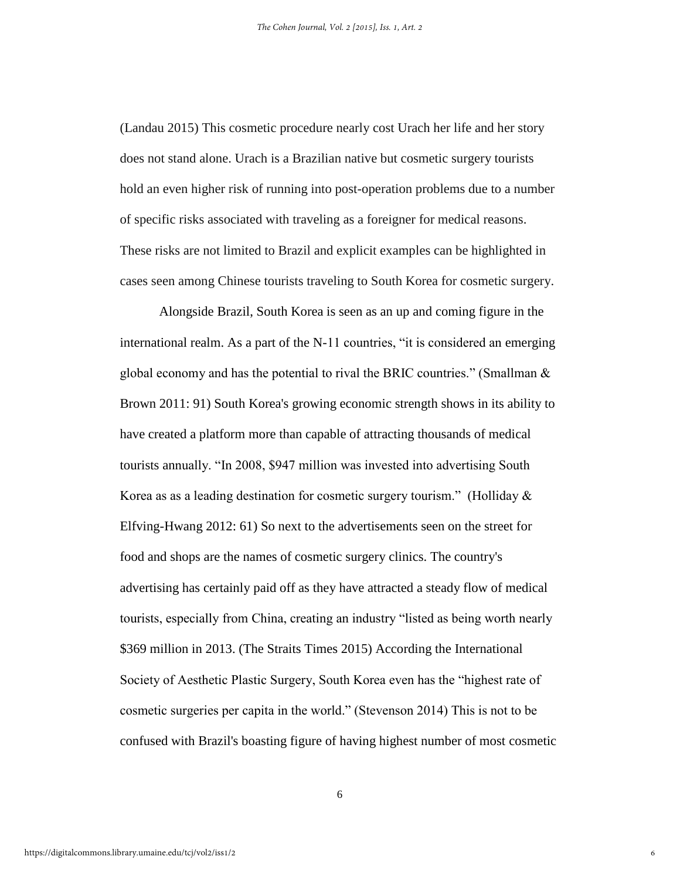(Landau 2015) This cosmetic procedure nearly cost Urach her life and her story does not stand alone. Urach is a Brazilian native but cosmetic surgery tourists hold an even higher risk of running into post-operation problems due to a number of specific risks associated with traveling as a foreigner for medical reasons. These risks are not limited to Brazil and explicit examples can be highlighted in cases seen among Chinese tourists traveling to South Korea for cosmetic surgery.

Alongside Brazil, South Korea is seen as an up and coming figure in the international realm. As a part of the N-11 countries, "it is considered an emerging global economy and has the potential to rival the BRIC countries." (Smallman & Brown 2011: 91) South Korea's growing economic strength shows in its ability to have created a platform more than capable of attracting thousands of medical tourists annually. "In 2008, $947 million was invested into advertising South Korea as as a leading destination for cosmetic surgery tourism." (Holliday & Elfving-Hwang 2012: 61) So next to the advertisements seen on the street for food and shops are the names of cosmetic surgery clinics. The country's advertising has certainly paid off as they have attracted a steady flow of medical tourists, especially from China, creating an industry "listed as being worth nearly $369 million in 2013. (The Straits Times 2015) According the International Society of Aesthetic Plastic Surgery, South Korea even has the "highest rate of cosmetic surgeries per capita in the world." (Stevenson 2014) This is not to be confused with Brazil's boasting figure of having highest number of most cosmetic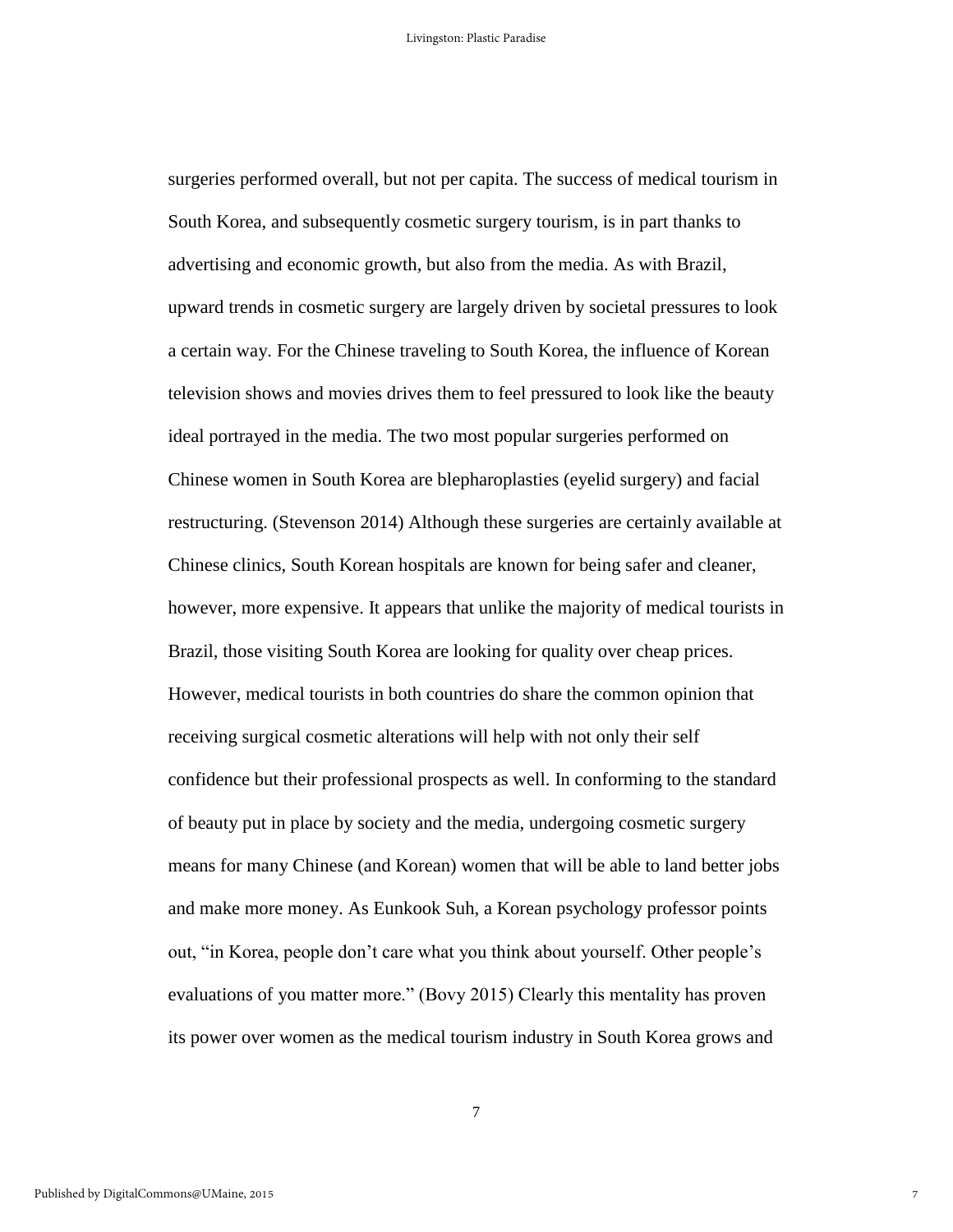surgeries performed overall, but not per capita. The success of medical tourism in South Korea, and subsequently cosmetic surgery tourism, is in part thanks to advertising and economic growth, but also from the media. As with Brazil, upward trends in cosmetic surgery are largely driven by societal pressures to look a certain way. For the Chinese traveling to South Korea, the influence of Korean television shows and movies drives them to feel pressured to look like the beauty ideal portrayed in the media. The two most popular surgeries performed on Chinese women in South Korea are blepharoplasties (eyelid surgery) and facial restructuring. (Stevenson 2014) Although these surgeries are certainly available at Chinese clinics, South Korean hospitals are known for being safer and cleaner, however, more expensive. It appears that unlike the majority of medical tourists in Brazil, those visiting South Korea are looking for quality over cheap prices. However, medical tourists in both countries do share the common opinion that receiving surgical cosmetic alterations will help with not only their self confidence but their professional prospects as well. In conforming to the standard of beauty put in place by society and the media, undergoing cosmetic surgery means for many Chinese (and Korean) women that will be able to land better jobs and make more money. As Eunkook Suh, a Korean psychology professor points out, "in Korea, people don't care what you think about yourself. Other people's evaluations of you matter more." (Bovy 2015) Clearly this mentality has proven its power over women as the medical tourism industry in South Korea grows and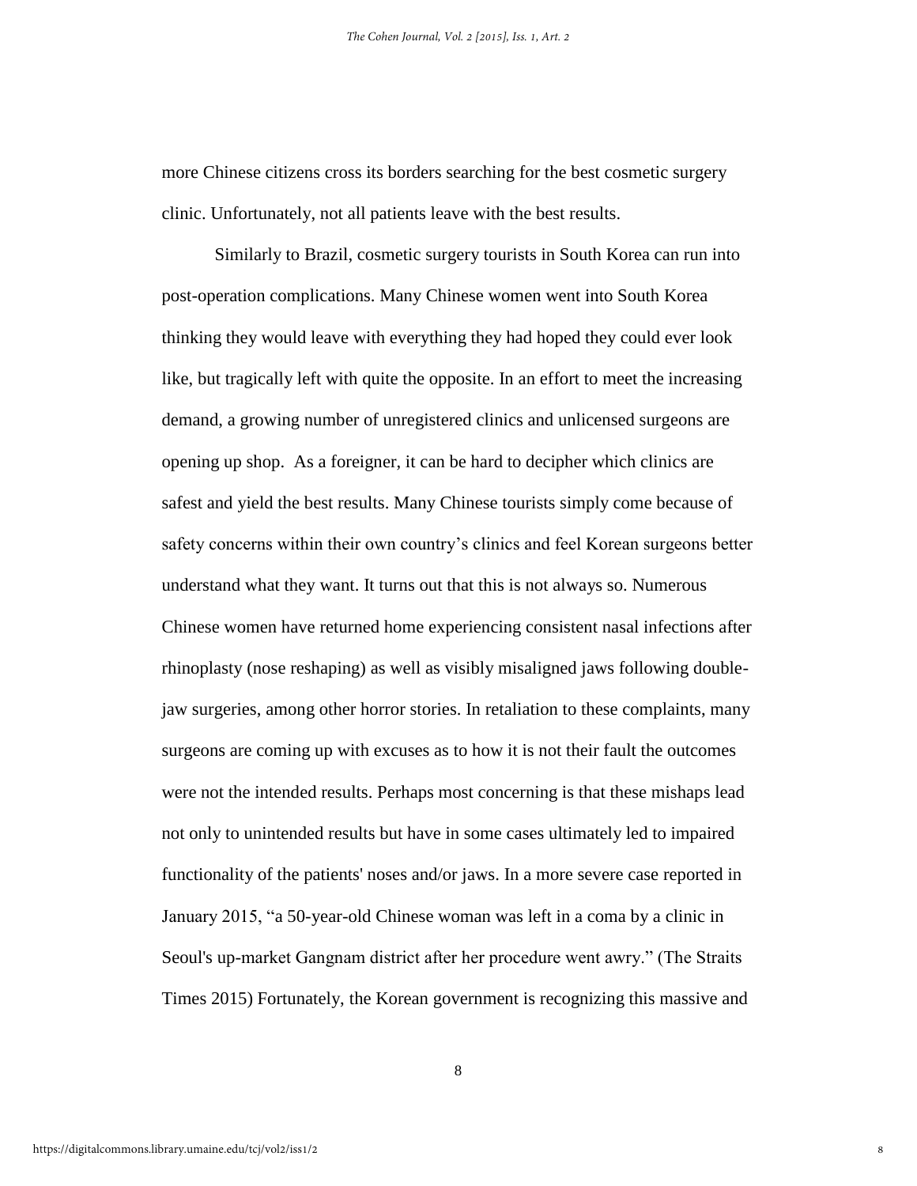more Chinese citizens cross its borders searching for the best cosmetic surgery clinic. Unfortunately, not all patients leave with the best results.

Similarly to Brazil, cosmetic surgery tourists in South Korea can run into post-operation complications. Many Chinese women went into South Korea thinking they would leave with everything they had hoped they could ever look like, but tragically left with quite the opposite. In an effort to meet the increasing demand, a growing number of unregistered clinics and unlicensed surgeons are opening up shop. As a foreigner, it can be hard to decipher which clinics are safest and yield the best results. Many Chinese tourists simply come because of safety concerns within their own country's clinics and feel Korean surgeons better understand what they want. It turns out that this is not always so. Numerous Chinese women have returned home experiencing consistent nasal infections after rhinoplasty (nose reshaping) as well as visibly misaligned jaws following double-jaw surgeries, among other horror stories. In retaliation to these complaints, many surgeons are coming up with excuses as to how it is not their fault the outcomes were not the intended results. Perhaps most concerning is that these mishaps lead not only to unintended results but have in some cases ultimately led to impaired functionality of the patients' noses and/or jaws. In a more severe case reported in January 2015, "a 50-year-old Chinese woman was left in a coma by a clinic in Seoul's up-market Gangnam district after her procedure went awry." (The Straits Times 2015) Fortunately, the Korean government is recognizing this massive and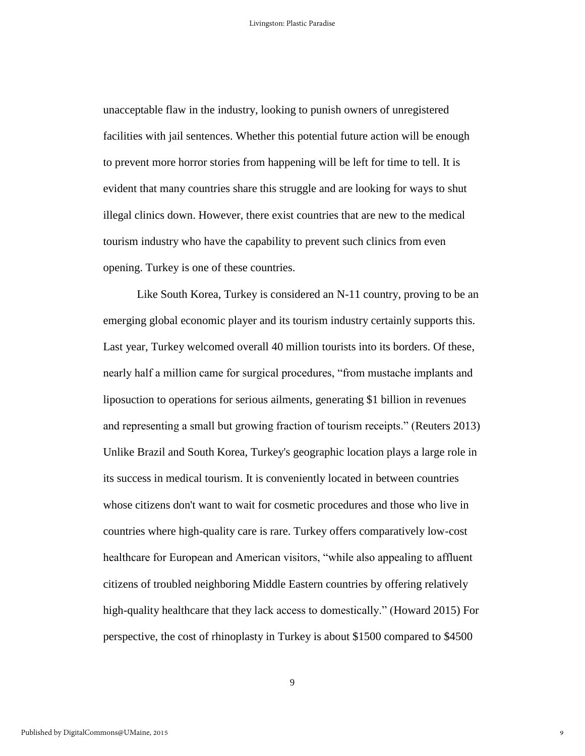unacceptable flaw in the industry, looking to punish owners of unregistered facilities with jail sentences. Whether this potential future action will be enough to prevent more horror stories from happening will be left for time to tell. It is evident that many countries share this struggle and are looking for ways to shut illegal clinics down. However, there exist countries that are new to the medical tourism industry who have the capability to prevent such clinics from even opening. Turkey is one of these countries.

Like South Korea, Turkey is considered an N-11 country, proving to be an emerging global economic player and its tourism industry certainly supports this. Last year, Turkey welcomed overall 40 million tourists into its borders. Of these, nearly half a million came for surgical procedures, "from mustache implants and liposuction to operations for serious ailments, generating $1 billion in revenues and representing a small but growing fraction of tourism receipts." (Reuters 2013) Unlike Brazil and South Korea, Turkey's geographic location plays a large role in its success in medical tourism. It is conveniently located in between countries whose citizens don't want to wait for cosmetic procedures and those who live in countries where high-quality care is rare. Turkey offers comparatively low-cost healthcare for European and American visitors, "while also appealing to affluent citizens of troubled neighboring Middle Eastern countries by offering relatively high-quality healthcare that they lack access to domestically." (Howard 2015) For perspective, the cost of rhinoplasty in Turkey is about $1500 compared to $4500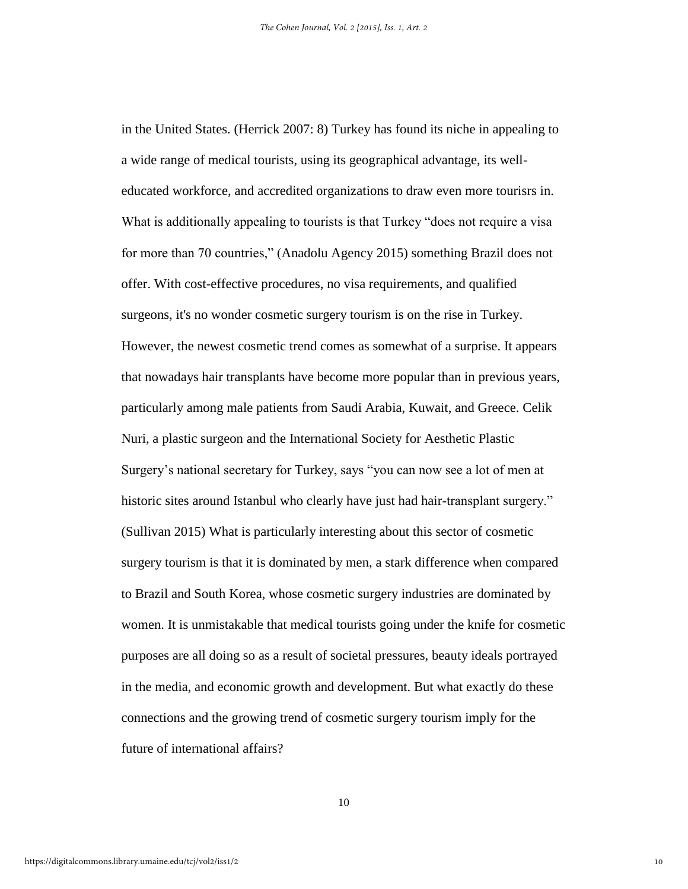in the United States. (Herrick 2007: 8) Turkey has found its niche in appealing to a wide range of medical tourists, using its geographical advantage, its well-educated workforce, and accredited organizations to draw even more tourisrs in. What is additionally appealing to tourists is that Turkey "does not require a visa for more than 70 countries," (Anadolu Agency 2015) something Brazil does not offer. With cost-effective procedures, no visa requirements, and qualified surgeons, it's no wonder cosmetic surgery tourism is on the rise in Turkey. However, the newest cosmetic trend comes as somewhat of a surprise. It appears that nowadays hair transplants have become more popular than in previous years, particularly among male patients from Saudi Arabia, Kuwait, and Greece. Celik Nuri, a plastic surgeon and the International Society for Aesthetic Plastic Surgery's national secretary for Turkey, says "you can now see a lot of men at historic sites around Istanbul who clearly have just had hair-transplant surgery." (Sullivan 2015) What is particularly interesting about this sector of cosmetic surgery tourism is that it is dominated by men, a stark difference when compared to Brazil and South Korea, whose cosmetic surgery industries are dominated by women. It is unmistakable that medical tourists going under the knife for cosmetic purposes are all doing so as a result of societal pressures, beauty ideals portrayed in the media, and economic growth and development. But what exactly do these connections and the growing trend of cosmetic surgery tourism imply for the future of international affairs?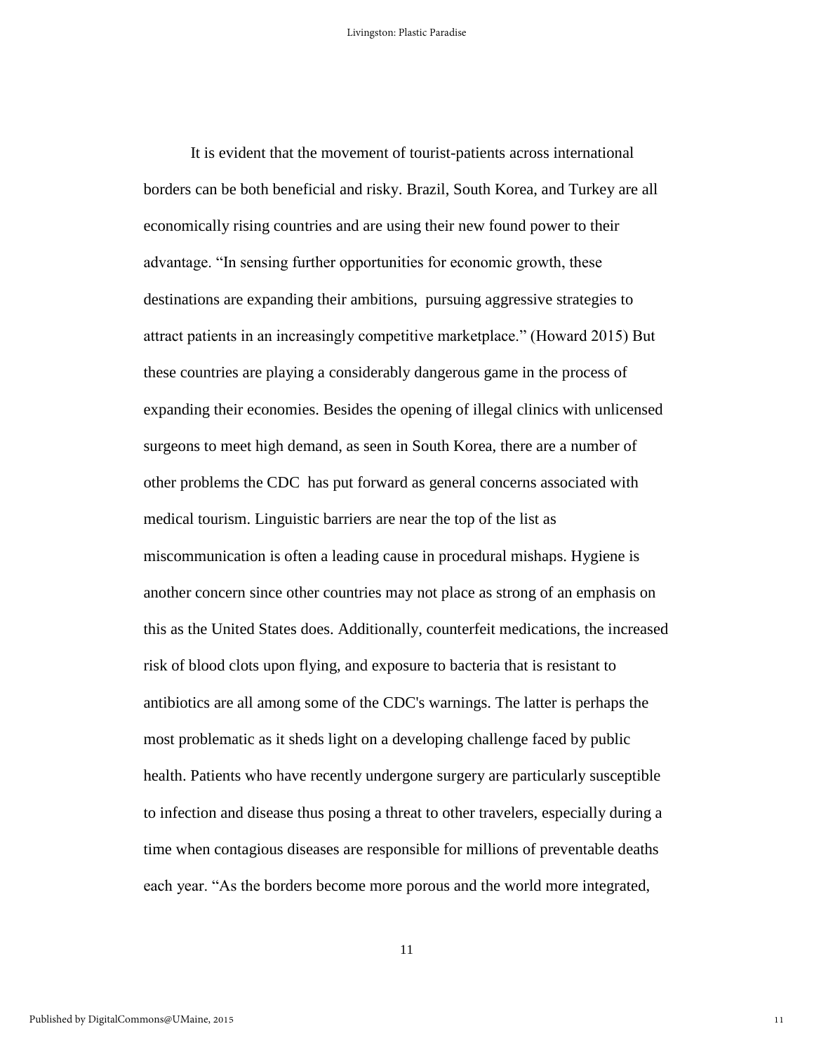It is evident that the movement of tourist-patients across international borders can be both beneficial and risky. Brazil, South Korea, and Turkey are all economically rising countries and are using their new found power to their advantage. “In sensing further opportunities for economic growth, these destinations are expanding their ambitions, pursuing aggressive strategies to attract patients in an increasingly competitive marketplace.” (Howard 2015) But these countries are playing a considerably dangerous game in the process of expanding their economies. Besides the opening of illegal clinics with unlicensed surgeons to meet high demand, as seen in South Korea, there are a number of other problems the CDC has put forward as general concerns associated with medical tourism. Linguistic barriers are near the top of the list as miscommunication is often a leading cause in procedural mishaps. Hygiene is another concern since other countries may not place as strong of an emphasis on this as the United States does. Additionally, counterfeit medications, the increased risk of blood clots upon flying, and exposure to bacteria that is resistant to antibiotics are all among some of the CDC's warnings. The latter is perhaps the most problematic as it sheds light on a developing challenge faced by public health. Patients who have recently undergone surgery are particularly susceptible to infection and disease thus posing a threat to other travelers, especially during a time when contagious diseases are responsible for millions of preventable deaths each year. “As the borders become more porous and the world more integrated,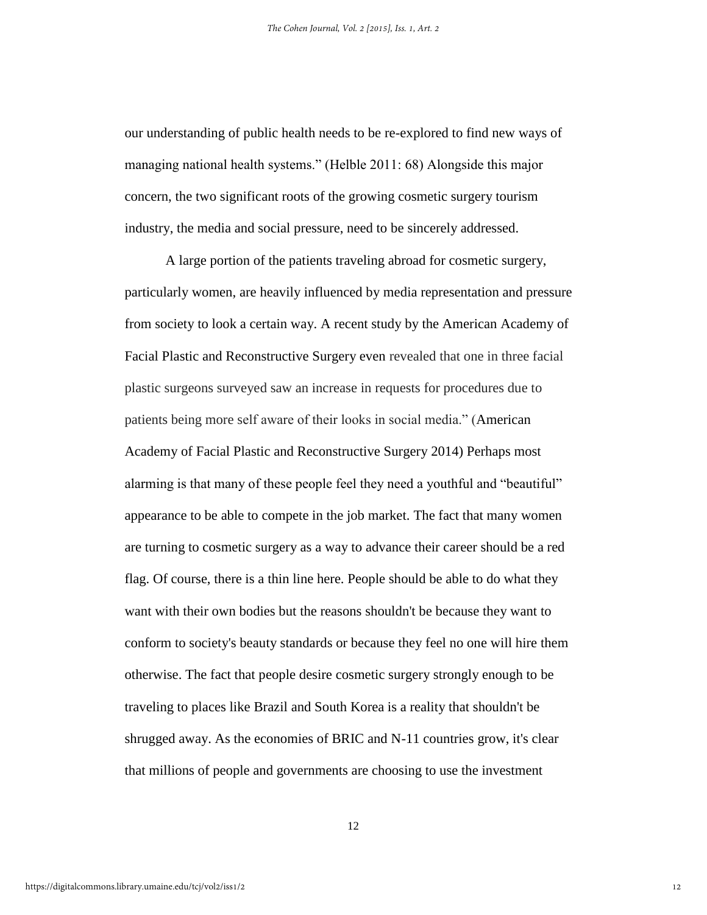our understanding of public health needs to be re-explored to find new ways of managing national health systems." (Helble 2011: 68) Alongside this major concern, the two significant roots of the growing cosmetic surgery tourism industry, the media and social pressure, need to be sincerely addressed.

A large portion of the patients traveling abroad for cosmetic surgery, particularly women, are heavily influenced by media representation and pressure from society to look a certain way. A recent study by the American Academy of Facial Plastic and Reconstructive Surgery even revealed that one in three facial plastic surgeons surveyed saw an increase in requests for procedures due to patients being more self aware of their looks in social media." (American Academy of Facial Plastic and Reconstructive Surgery 2014) Perhaps most alarming is that many of these people feel they need a youthful and "beautiful" appearance to be able to compete in the job market. The fact that many women are turning to cosmetic surgery as a way to advance their career should be a red flag. Of course, there is a thin line here. People should be able to do what they want with their own bodies but the reasons shouldn't be because they want to conform to society's beauty standards or because they feel no one will hire them otherwise. The fact that people desire cosmetic surgery strongly enough to be traveling to places like Brazil and South Korea is a reality that shouldn't be shrugged away. As the economies of BRIC and N-11 countries grow, it's clear that millions of people and governments are choosing to use the investment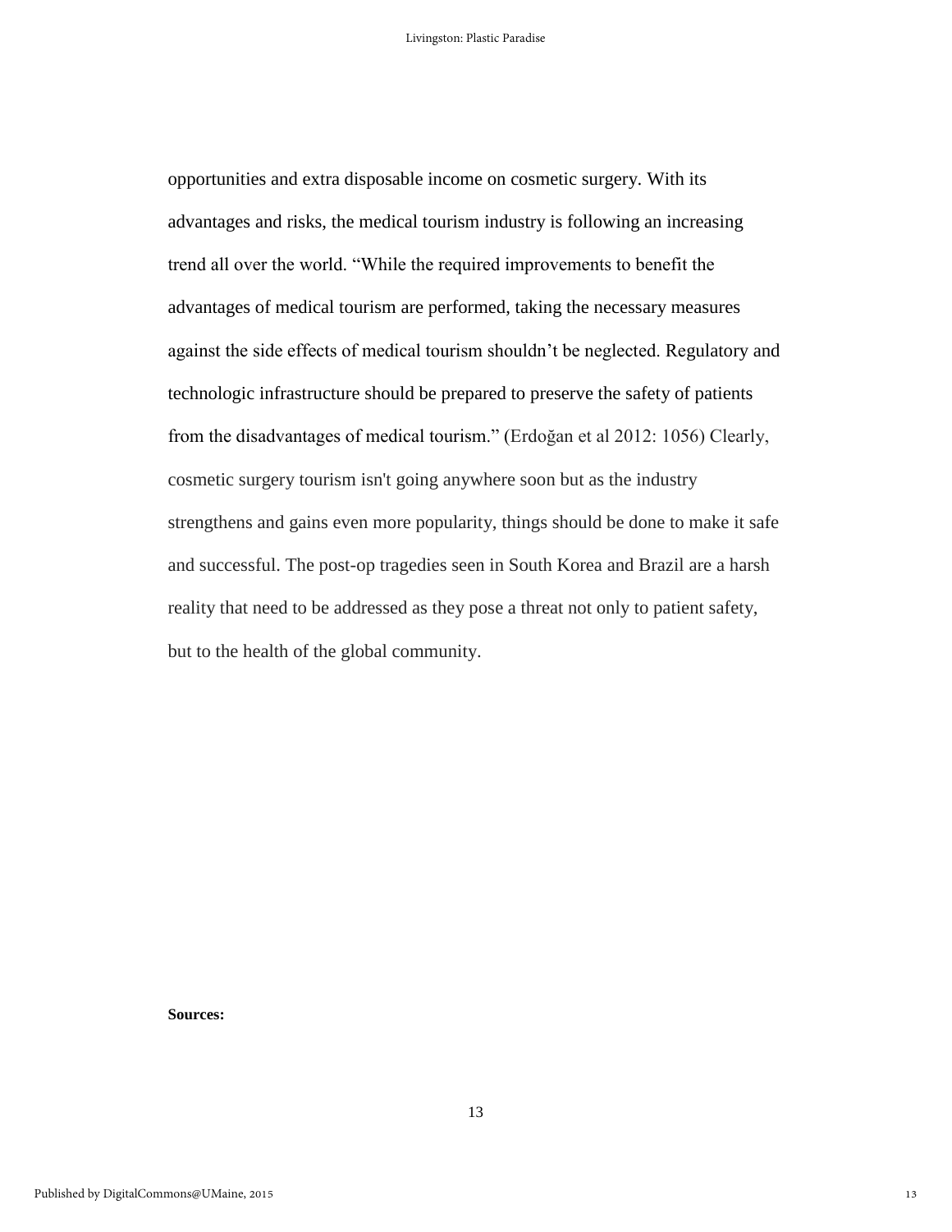opportunities and extra disposable income on cosmetic surgery. With its advantages and risks, the medical tourism industry is following an increasing trend all over the world. "While the required improvements to benefit the advantages of medical tourism are performed, taking the necessary measures against the side effects of medical tourism shouldn't be neglected. Regulatory and technologic infrastructure should be prepared to preserve the safety of patients from the disadvantages of medical tourism." (Erdoğan et al 2012: 1056) Clearly, cosmetic surgery tourism isn't going anywhere soon but as the industry strengthens and gains even more popularity, things should be done to make it safe and successful. The post-op tragedies seen in South Korea and Brazil are a harsh reality that need to be addressed as they pose a threat not only to patient safety, but to the health of the global community.

**Sources:**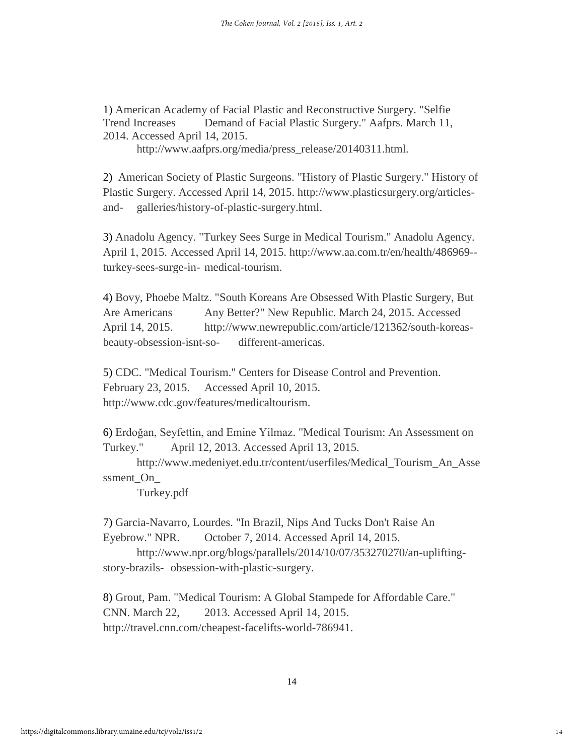1) American Academy of Facial Plastic and Reconstructive Surgery. "Selfie Trend Increases Demand of Facial Plastic Surgery." Aafprs. March 11, 2014. Accessed April 14, 2015. http://www.aafprs.org/media/press_release/20140311.html.

2) American Society of Plastic Surgeons. "History of Plastic Surgery." History of Plastic Surgery. Accessed April 14, 2015. http://www.plasticsurgery.org/articles-and- galleries/history-of-plastic-surgery.html.

3) Anadolu Agency. "Turkey Sees Surge in Medical Tourism." Anadolu Agency. April 1, 2015. Accessed April 14, 2015. http://www.aa.com.tr/en/health/486969--turkey-sees-surge-in- medical-tourism.

4) Bovy, Phoebe Maltz. "South Koreans Are Obsessed With Plastic Surgery, But Are Americans Any Better?" New Republic. March 24, 2015. Accessed April 14, 2015. http://www.newrepublic.com/article/121362/south-koreas-beauty-obsession-isnt-so- different-americas.

5) CDC. "Medical Tourism." Centers for Disease Control and Prevention. February 23, 2015. Accessed April 10, 2015. http://www.cdc.gov/features/medicaltourism.

6) Erdoğan, Seyfettin, and Emine Yilmaz. "Medical Tourism: An Assessment on Turkey." April 12, 2013. Accessed April 13, 2015. http://www.medeniyet.edu.tr/content/userfiles/Medical_Tourism_An_Assessment_On_ Turkey.pdf

7) Garcia-Navarro, Lourdes. "In Brazil, Nips And Tucks Don't Raise An Eyebrow." NPR. October 7, 2014. Accessed April 14, 2015. http://www.npr.org/blogs/parallels/2014/10/07/353270270/an-uplifting-story-brazils- obsession-with-plastic-surgery.

8) Grout, Pam. "Medical Tourism: A Global Stampede for Affordable Care." CNN. March 22, 2013. Accessed April 14, 2015. http://travel.cnn.com/cheapest-facelifts-world-786941.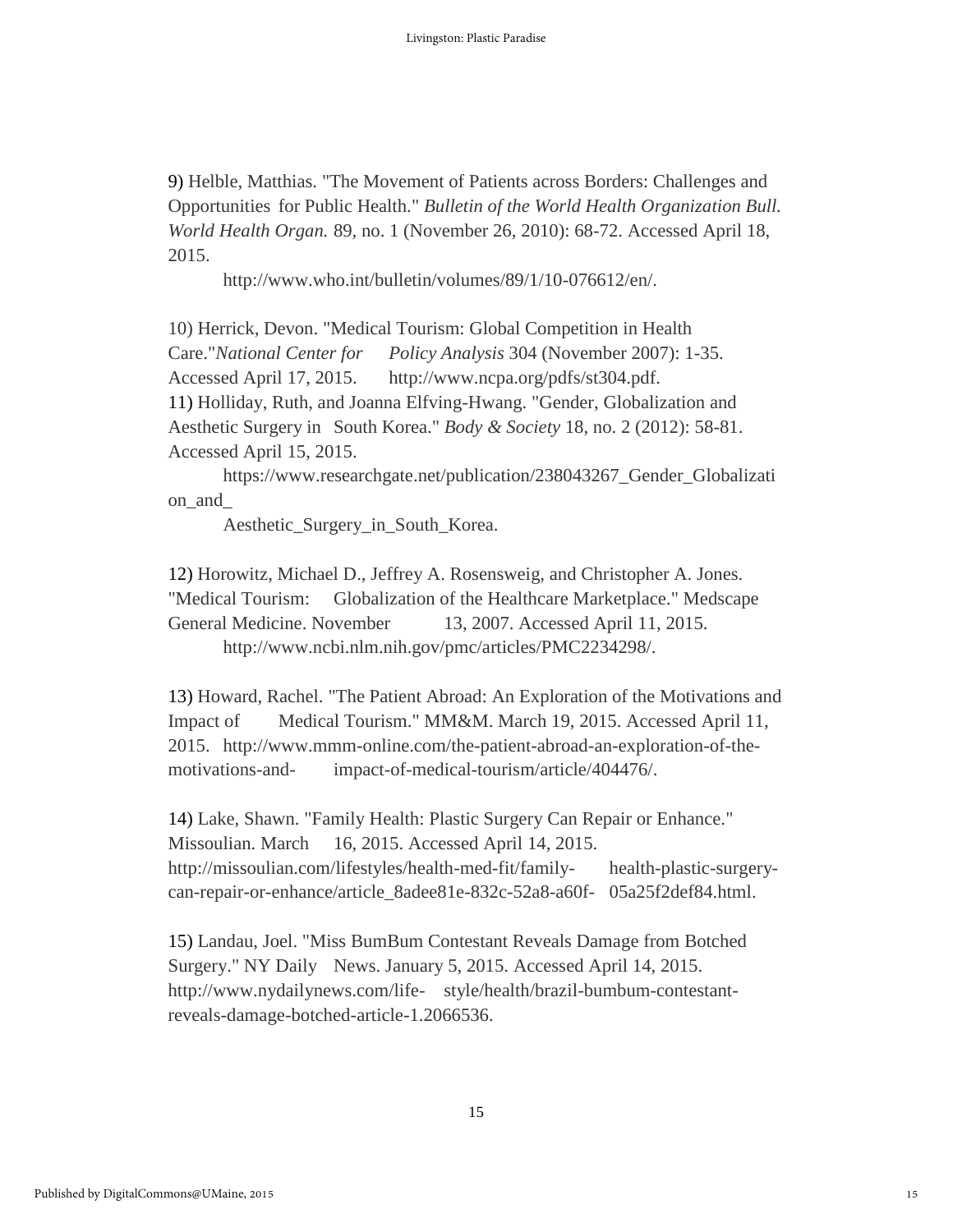9) Helble, Matthias. "The Movement of Patients across Borders: Challenges and Opportunities for Public Health." *Bulletin of the World Health Organization Bull. World Health Organ.* 89, no. 1 (November 26, 2010): 68-72. Accessed April 18, 2015.

http://www.who.int/bulletin/volumes/89/1/10-076612/en/.

10) Herrick, Devon. "Medical Tourism: Global Competition in Health Care."*National Center for Policy Analysis* 304 (November 2007): 1-35. Accessed April 17, 2015. http://www.ncpa.org/pdfs/st304.pdf.

11) Holliday, Ruth, and Joanna Elfving-Hwang. "Gender, Globalization and Aesthetic Surgery in South Korea." *Body & Society* 18, no. 2 (2012): 58-81. Accessed April 15, 2015.

https://www.researchgate.net/publication/238043267_Gender_Globalization_and_Aesthetic_Surgery_in_South_Korea.

12) Horowitz, Michael D., Jeffrey A. Rosensweig, and Christopher A. Jones. "Medical Tourism: Globalization of the Healthcare Marketplace." Medscape General Medicine. November 13, 2007. Accessed April 11, 2015.

http://www.ncbi.nlm.nih.gov/pmc/articles/PMC2234298/.

13) Howard, Rachel. "The Patient Abroad: An Exploration of the Motivations and Impact of Medical Tourism." MM&M. March 19, 2015. Accessed April 11, 2015. http://www.mmm-online.com/the-patient-abroad-an-exploration-of-the-motivations-and-impact-of-medical-tourism/article/404476/.

14) Lake, Shawn. "Family Health: Plastic Surgery Can Repair or Enhance." Missoulian. March 16, 2015. Accessed April 14, 2015. http://missoulian.com/lifestyles/health-med-fit/family-health-plastic-surgery-can-repair-or-enhance/article_8adee81e-832c-52a8-a60f-05a25f2def84.html.

15) Landau, Joel. "Miss BumBum Contestant Reveals Damage from Botched Surgery." NY Daily News. January 5, 2015. Accessed April 14, 2015. http://www.nydailynews.com/life-style/health/brazil-bumbum-contestant-reveals-damage-botched-article-1.2066536.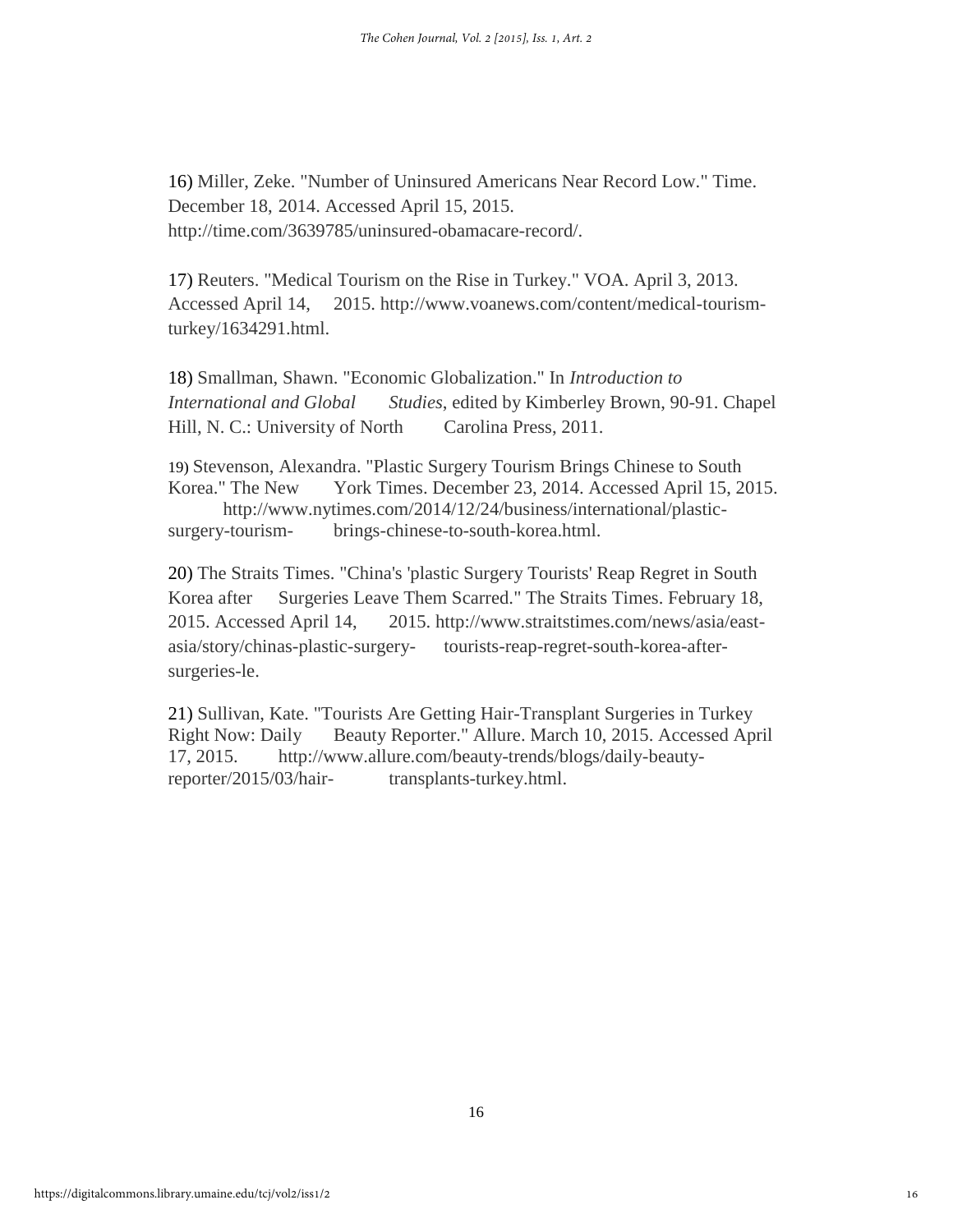16) Miller, Zeke. "Number of Uninsured Americans Near Record Low." Time. December 18, 2014. Accessed April 15, 2015. http://time.com/3639785/uninsured-obamacare-record/.

17) Reuters. "Medical Tourism on the Rise in Turkey." VOA. April 3, 2013. Accessed April 14, 2015. http://www.voanews.com/content/medical-tourism-turkey/1634291.html.

18) Smallman, Shawn. "Economic Globalization." In *Introduction to International and Global Studies*, edited by Kimberley Brown, 90-91. Chapel Hill, N. C.: University of North Carolina Press, 2011.

19) Stevenson, Alexandra. "Plastic Surgery Tourism Brings Chinese to South Korea." The New York Times. December 23, 2014. Accessed April 15, 2015. http://www.nytimes.com/2014/12/24/business/international/plastic-surgery-tourism-brings-chinese-to-south-korea.html.

20) The Straits Times. "China's 'plastic Surgery Tourists' Reap Regret in South Korea after Surgeries Leave Them Scarred." The Straits Times. February 18, 2015. Accessed April 14, 2015. http://www.straitstimes.com/news/asia/east-asia/story/chinas-plastic-surgery-tourists-reap-regret-south-korea-after-surgeries-le.

21) Sullivan, Kate. "Tourists Are Getting Hair-Transplant Surgeries in Turkey Right Now: Daily Beauty Reporter." Allure. March 10, 2015. Accessed April 17, 2015. http://www.allure.com/beauty-trends/blogs/daily-beauty-reporter/2015/03/hair-transplants-turkey.html.